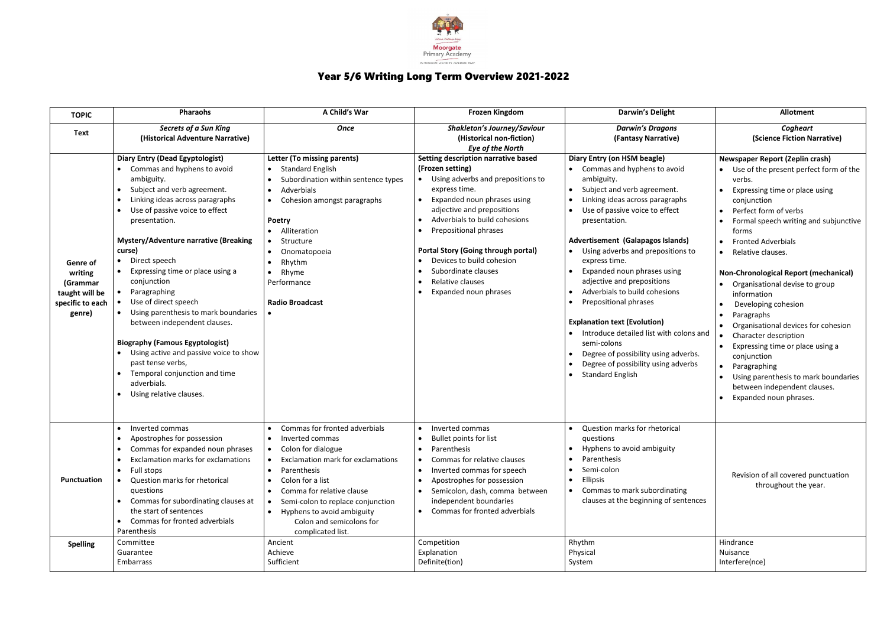Moorgate Primary Academy

# Year 5/6 Writing Long Term Overview 2021-2022

| TOPIC | Pharaohs | A Child's War | Frozen Kingdom | Darwin's Delight | Allotment |
|---|---|---|---|---|---|
| **Text** | ***Secrets of a Sun King*** **(Historical Adventure Narrative)** | ***Once*** | ***Shakleton's Journey/Saviour*** **(Historical non-fiction)** ***Eye of the North*** | ***Darwin's Dragons*** **(Fantasy Narrative)** | ***Cogheart*** **(Science Fiction Narrative)** |
| **Genre of writing (Grammar taught will be specific to each genre)** | **Diary Entry (Dead Egyptologist)**<br>• Commas and hyphens to avoid ambiguity.<br>• Subject and verb agreement.<br>• Linking ideas across paragraphs<br>• Use of passive voice to effect presentation.<br><br>**Mystery/Adventure narrative (Breaking curse)**<br>• Direct speech<br>• Expressing time or place using a conjunction<br>• Paragraphing<br>• Use of direct speech<br>• Using parenthesis to mark boundaries between independent clauses.<br><br>**Biography (Famous Egyptologist)**<br>• Using active and passive voice to show past tense verbs,<br>• Temporal conjunction and time adverbials.<br>• Using relative clauses. | **Letter (To missing parents)**<br>• Standard English<br>• Subordination within sentence types<br>• Adverbials<br>• Cohesion amongst paragraphs<br><br>**Poetry**<br>• Alliteration<br>• Structure<br>• Onomatopoeia<br>• Rhythm<br>• Rhyme<br>Performance<br><br>**Radio Broadcast**<br>• | **Setting description narrative based (Frozen setting)**<br>• Using adverbs and prepositions to express time.<br>• Expanded noun phrases using adjective and prepositions<br>• Adverbials to build cohesions<br>• Prepositional phrases<br><br>**Portal Story (Going through portal)**<br>• Devices to build cohesion<br>• Subordinate clauses<br>• Relative clauses<br>• Expanded noun phrases | **Diary Entry (on HSM beagle)**<br>• Commas and hyphens to avoid ambiguity.<br>• Subject and verb agreement.<br>• Linking ideas across paragraphs<br>• Use of passive voice to effect presentation.<br><br>**Advertisement (Galapagos Islands)**<br>• Using adverbs and prepositions to express time.<br>• Expanded noun phrases using adjective and prepositions<br>• Adverbials to build cohesions<br>• Prepositional phrases<br><br>**Explanation text (Evolution)**<br>• Introduce detailed list with colons and semi-colons<br>• Degree of possibility using adverbs.<br>• Degree of possibility using adverbs<br>• Standard English | **Newspaper Report (Zeplin crash)**<br>• Use of the present perfect form of the verbs.<br>• Expressing time or place using conjunction<br>• Perfect form of verbs<br>• Formal speech writing and subjunctive forms<br>• Fronted Adverbials<br>• Relative clauses.<br><br>**Non-Chronological Report (mechanical)**<br>• Organisational devise to group information<br>• Developing cohesion<br>• Paragraphs<br>• Organisational devices for cohesion<br>• Character description<br>• Expressing time or place using a conjunction<br>• Paragraphing<br>• Using parenthesis to mark boundaries between independent clauses.<br>• Expanded noun phrases. |
| **Punctuation** | • Inverted commas<br>• Apostrophes for possession<br>• Commas for expanded noun phrases<br>• Exclamation marks for exclamations<br>• Full stops<br>• Question marks for rhetorical questions<br>• Commas for subordinating clauses at the start of sentences<br>• Commas for fronted adverbials<br>Parenthesis | • Commas for fronted adverbials<br>• Inverted commas<br>• Colon for dialogue<br>• Exclamation mark for exclamations<br>• Parenthesis<br>• Colon for a list<br>• Comma for relative clause<br>• Semi-colon to replace conjunction<br>• Hyphens to avoid ambiguity<br>Colon and semicolons for complicated list. | • Inverted commas<br>• Bullet points for list<br>• Parenthesis<br>• Commas for relative clauses<br>• Inverted commas for speech<br>• Apostrophes for possession<br>• Semicolon, dash, comma between independent boundaries<br>• Commas for fronted adverbials | • Question marks for rhetorical questions<br>• Hyphens to avoid ambiguity<br>• Parenthesis<br>• Semi-colon<br>• Ellipsis<br>• Commas to mark subordinating clauses at the beginning of sentences | Revision of all covered punctuation throughout the year. |
| **Spelling** | Committee<br>Guarantee<br>Embarrass | Ancient<br>Achieve<br>Sufficient | Competition<br>Explanation<br>Definite(tion) | Rhythm<br>Physical<br>System | Hindrance<br>Nuisance<br>Interfere(nce) |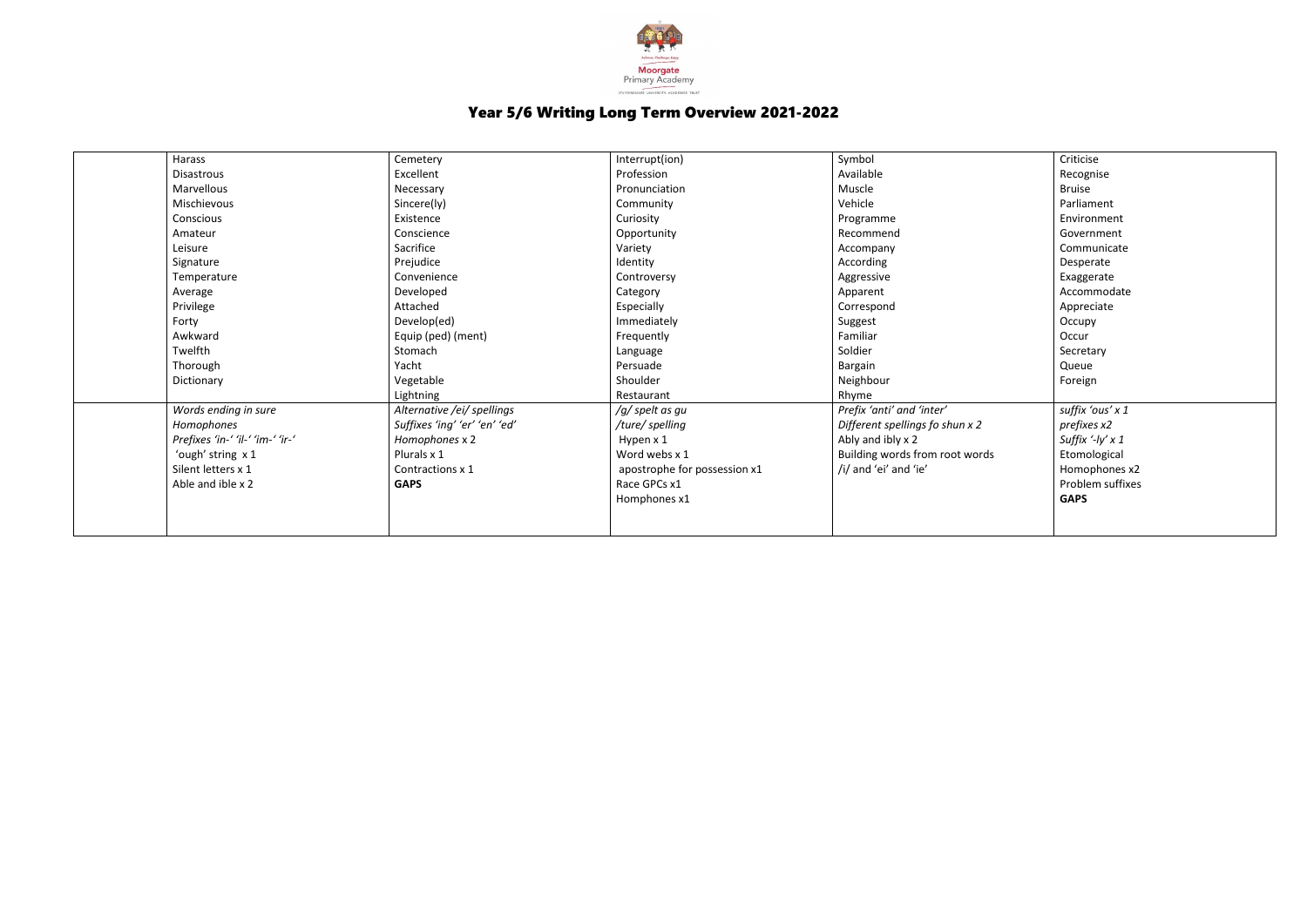Moorgate Primary Academy

# Year 5/6 Writing Long Term Overview 2021-2022

| | | | | | |
|---|---|---|---|---|---|
| | Harass<br>Disastrous<br>Marvellous<br>Mischievous<br>Conscious<br>Amateur<br>Leisure<br>Signature<br>Temperature<br>Average<br>Privilege<br>Forty<br>Awkward<br>Twelfth<br>Thorough<br>Dictionary | Cemetery<br>Excellent<br>Necessary<br>Sincere(ly)<br>Existence<br>Conscience<br>Sacrifice<br>Prejudice<br>Convenience<br>Developed<br>Attached<br>Develop(ed)<br>Equip (ped) (ment)<br>Stomach<br>Yacht<br>Vegetable<br>Lightning | Interrupt(ion)<br>Profession<br>Pronunciation<br>Community<br>Curiosity<br>Opportunity<br>Variety<br>Identity<br>Controversy<br>Category<br>Especially<br>Immediately<br>Frequently<br>Language<br>Persuade<br>Shoulder<br>Restaurant | Symbol<br>Available<br>Muscle<br>Vehicle<br>Programme<br>Recommend<br>Accompany<br>According<br>Aggressive<br>Apparent<br>Correspond<br>Suggest<br>Familiar<br>Soldier<br>Bargain<br>Neighbour<br>Rhyme | Criticise<br>Recognise<br>Bruise<br>Parliament<br>Environment<br>Government<br>Communicate<br>Desperate<br>Exaggerate<br>Accommodate<br>Appreciate<br>Occupy<br>Occur<br>Secretary<br>Queue<br>Foreign |
| | *Words ending in sure*<br>*Homophones*<br>*Prefixes 'in-' 'il-' 'im-' 'ir-'*<br>'ough' string x 1<br>Silent letters x 1<br>Able and ible x 2 | *Alternative /ei/ spellings*<br>*Suffixes 'ing' 'er' 'en' 'ed'*<br>*Homophones* x 2<br>Plurals x 1<br>Contractions x 1<br>**GAPS** | */g/ spelt as gu*<br>*/ture/ spelling*<br>Hypen x 1<br>Word webs x 1<br>apostrophe for possession x1<br>Race GPCs x1<br>Homphones x1 | *Prefix 'anti' and 'inter'*<br>*Different spellings fo shun x 2*<br>Ably and ibly x 2<br>Building words from root words<br>/i/ and 'ei' and 'ie' | *suffix 'ous' x 1*<br>*prefixes x2*<br>*Suffix '-ly' x 1*<br>Etomological<br>Homophones x2<br>Problem suffixes<br>**GAPS** |